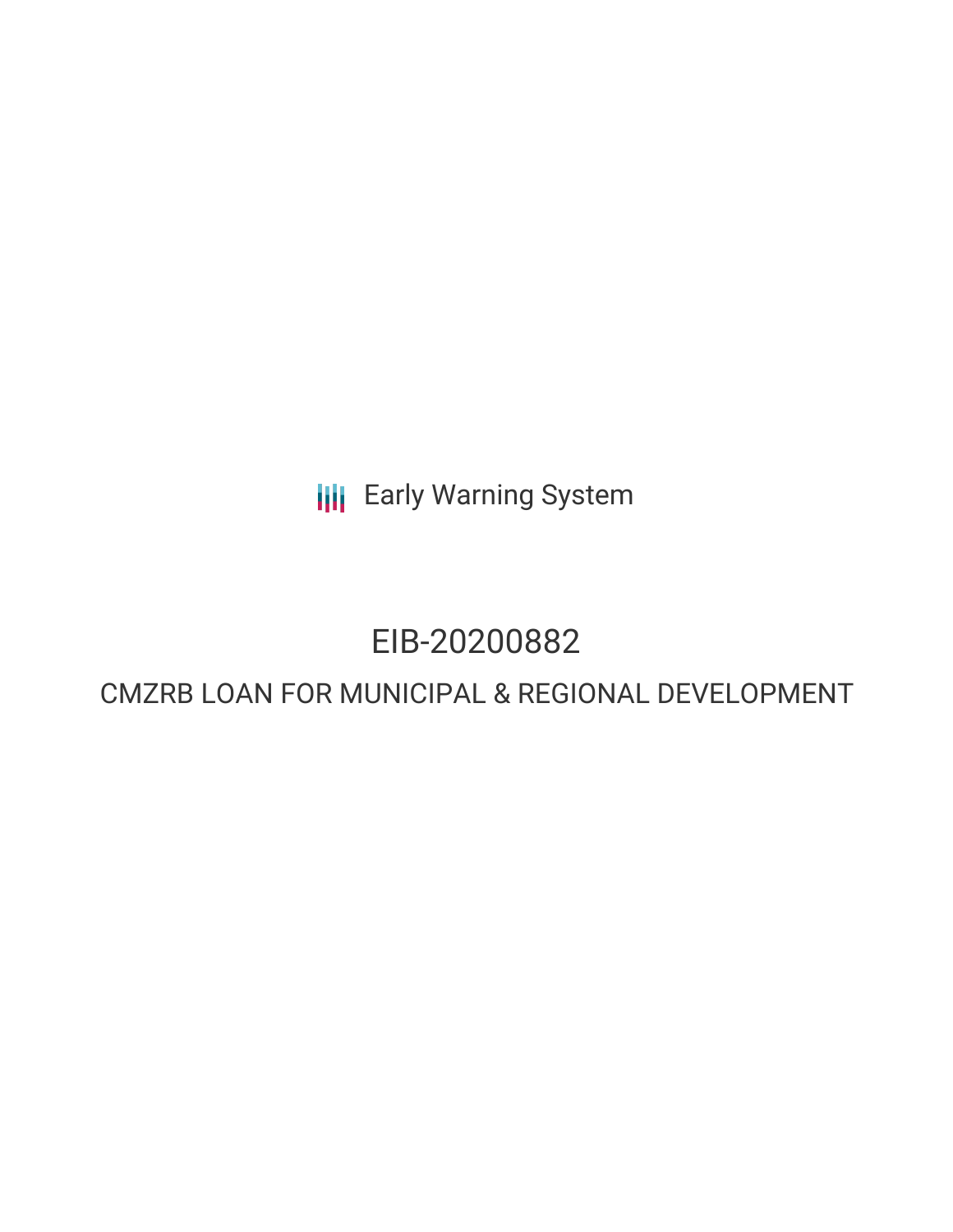Early Warning System

# EIB-20200882

## CMZRB LOAN FOR MUNICIPAL & REGIONAL DEVELOPMENT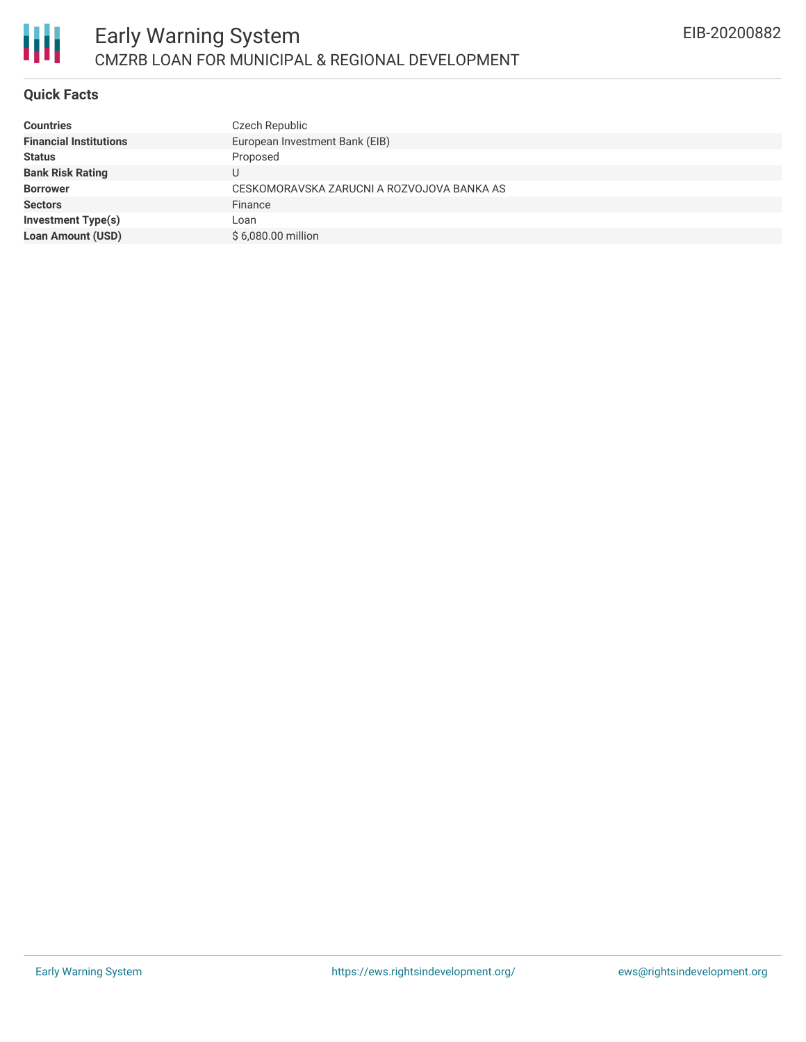## Quick Facts

| | |
|---|---|
| **Countries** | Czech Republic |
| **Financial Institutions** | European Investment Bank (EIB) |
| **Status** | Proposed |
| **Bank Risk Rating** | U |
| **Borrower** | CESKOMORAVSKA ZARUCNI A ROZVOJOVA BANKA AS |
| **Sectors** | Finance |
| **Investment Type(s)** | Loan |
| **Loan Amount (USD)** | $ 6,080.00 million |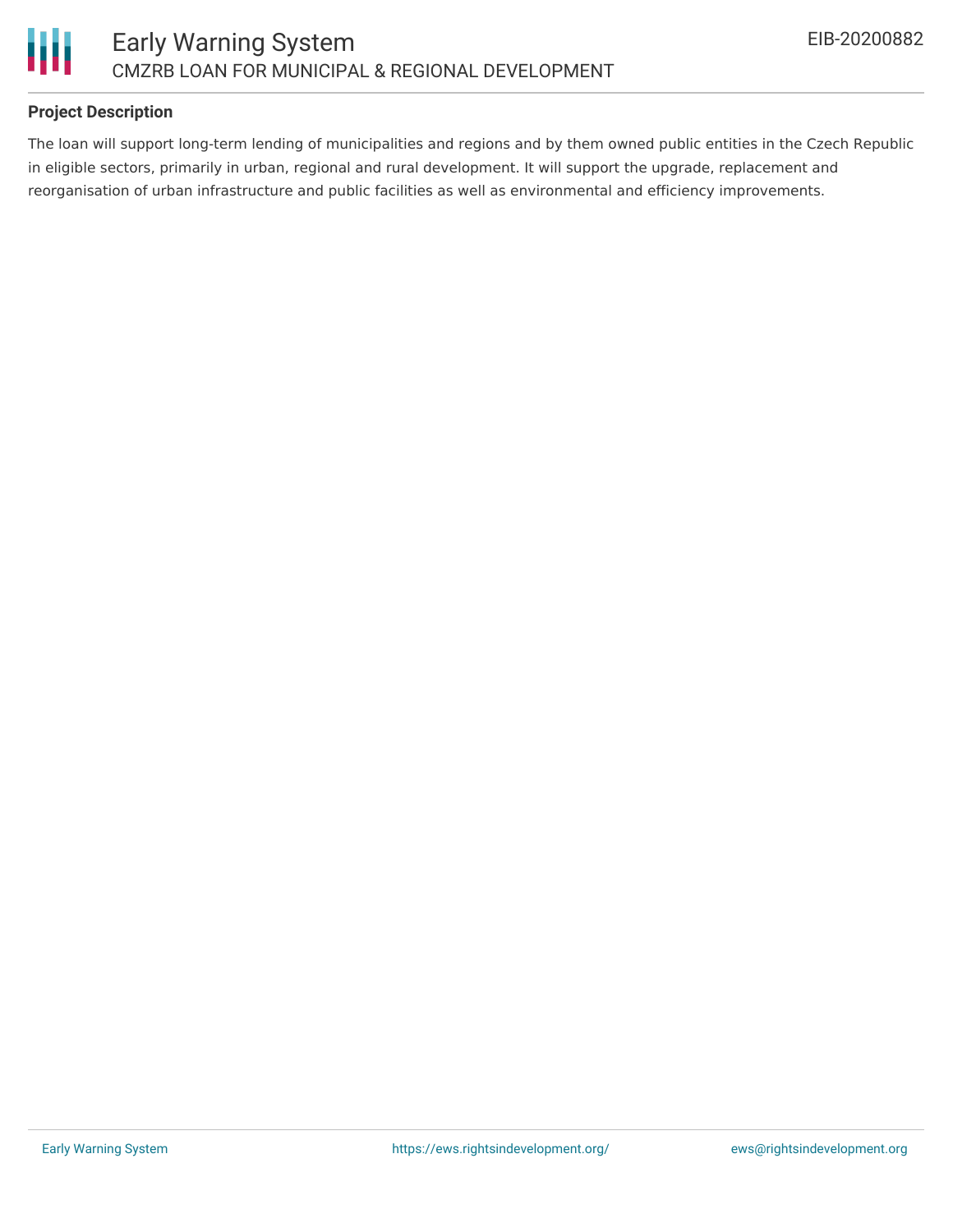## Project Description

The loan will support long-term lending of municipalities and regions and by them owned public entities in the Czech Republic in eligible sectors, primarily in urban, regional and rural development. It will support the upgrade, replacement and reorganisation of urban infrastructure and public facilities as well as environmental and efficiency improvements.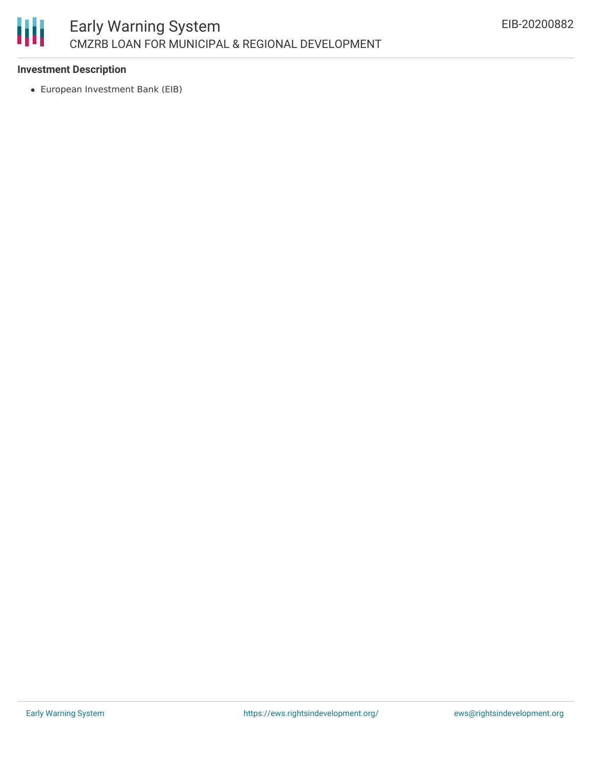**Investment Description**

- European Investment Bank (EIB)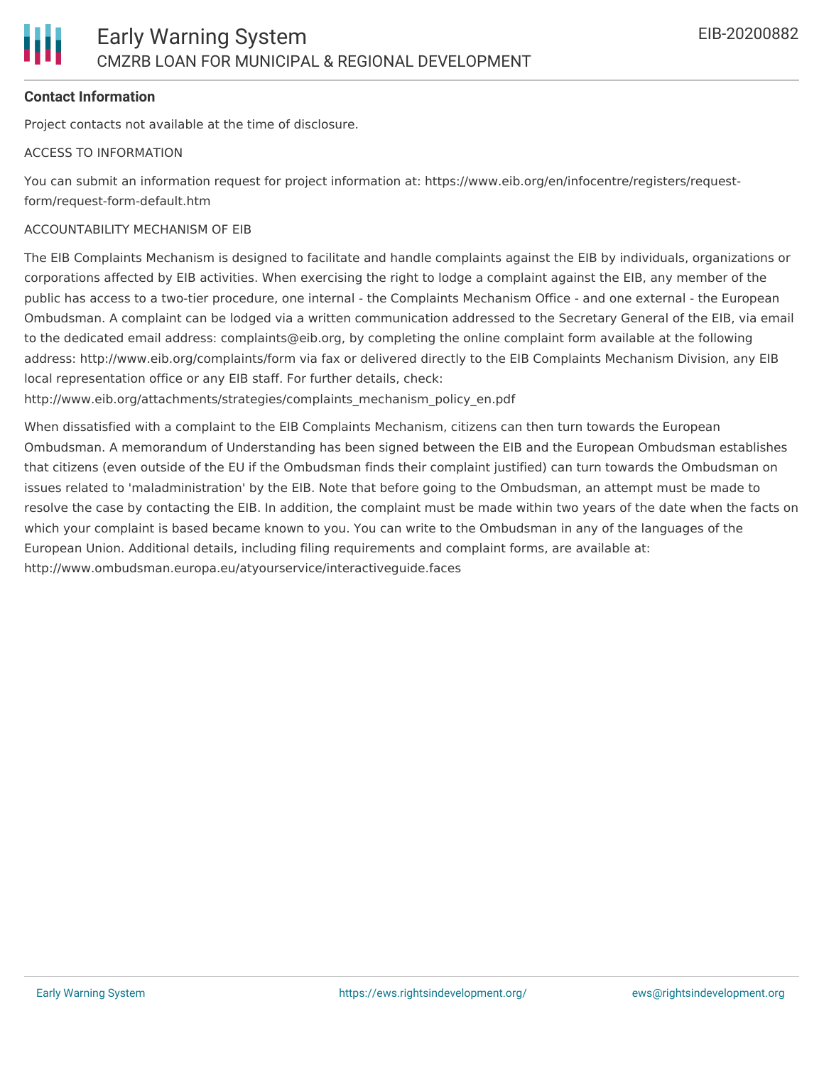**Contact Information**

Project contacts not available at the time of disclosure.

ACCESS TO INFORMATION

You can submit an information request for project information at: https://www.eib.org/en/infocentre/registers/request-form/request-form-default.htm

ACCOUNTABILITY MECHANISM OF EIB

The EIB Complaints Mechanism is designed to facilitate and handle complaints against the EIB by individuals, organizations or corporations affected by EIB activities. When exercising the right to lodge a complaint against the EIB, any member of the public has access to a two-tier procedure, one internal - the Complaints Mechanism Office - and one external - the European Ombudsman. A complaint can be lodged via a written communication addressed to the Secretary General of the EIB, via email to the dedicated email address: complaints@eib.org, by completing the online complaint form available at the following address: http://www.eib.org/complaints/form via fax or delivered directly to the EIB Complaints Mechanism Division, any EIB local representation office or any EIB staff. For further details, check: http://www.eib.org/attachments/strategies/complaints_mechanism_policy_en.pdf

When dissatisfied with a complaint to the EIB Complaints Mechanism, citizens can then turn towards the European Ombudsman. A memorandum of Understanding has been signed between the EIB and the European Ombudsman establishes that citizens (even outside of the EU if the Ombudsman finds their complaint justified) can turn towards the Ombudsman on issues related to 'maladministration' by the EIB. Note that before going to the Ombudsman, an attempt must be made to resolve the case by contacting the EIB. In addition, the complaint must be made within two years of the date when the facts on which your complaint is based became known to you. You can write to the Ombudsman in any of the languages of the European Union. Additional details, including filing requirements and complaint forms, are available at: http://www.ombudsman.europa.eu/atyourservice/interactiveguide.faces